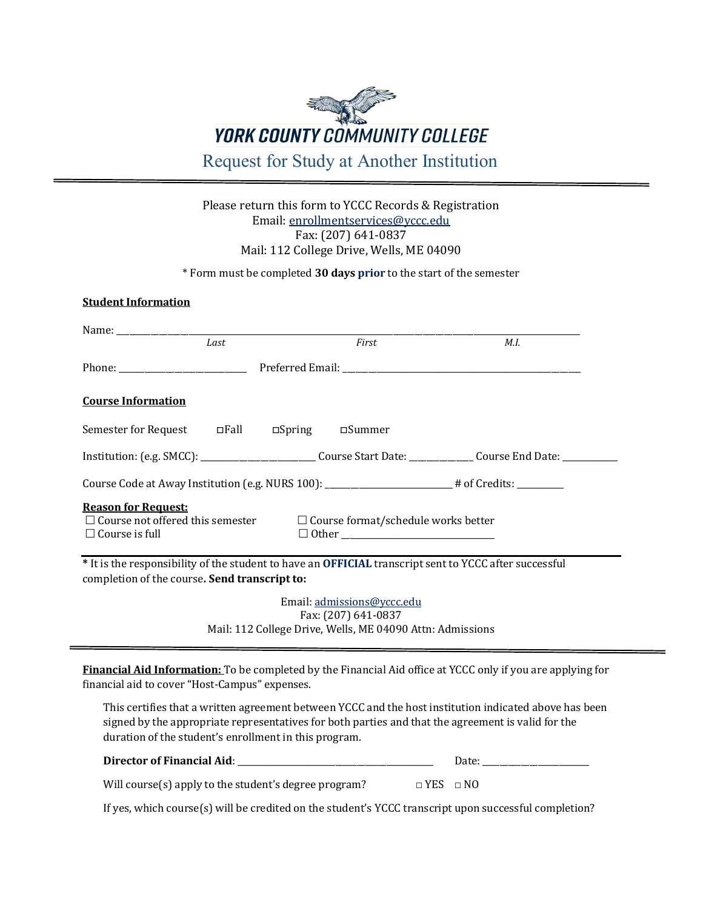# YORK COUNTY COMMUNITY COLLEGE

## Request for Study at Another Institution

Please return this form to YCCC Records & Registration
Email: enrollmentservices@yccc.edu
Fax: (207) 641-0837
Mail: 112 College Drive, Wells, ME 04090

\* Form must be completed **30 days prior** to the start of the semester

**Student Information**

Name: ______________________________________________________________________
*Last* *First* *M.I.*

Phone: ________________________ Preferred Email: _____________________________________________

**Course Information**

Semester for Request ☐Fall ☐Spring ☐Summer

Institution: (e.g. SMCC): _____________________ Course Start Date: ___________ Course End Date: __________

Course Code at Away Institution (e.g. NURS 100): _______________________ # of Credits: _________

**Reason for Request:**

☐ Course not offered this semester
☐ Course is full
☐ Course format/schedule works better
☐ Other ______________________________

\* It is the responsibility of the student to have an **OFFICIAL** transcript sent to YCCC after successful completion of the course**. Send transcript to:**

Email: admissions@yccc.edu
Fax: (207) 641-0837
Mail: 112 College Drive, Wells, ME 04090 Attn: Admissions

---

**Financial Aid Information:** To be completed by the Financial Aid office at YCCC only if you are applying for financial aid to cover "Host-Campus" expenses.

This certifies that a written agreement between YCCC and the host institution indicated above has been signed by the appropriate representatives for both parties and that the agreement is valid for the duration of the student's enrollment in this program.

**Director of Financial Aid**: ______________________________________ Date: ____________________

Will course(s) apply to the student's degree program? ☐ YES ☐ NO

If yes, which course(s) will be credited on the student's YCCC transcript upon successful completion?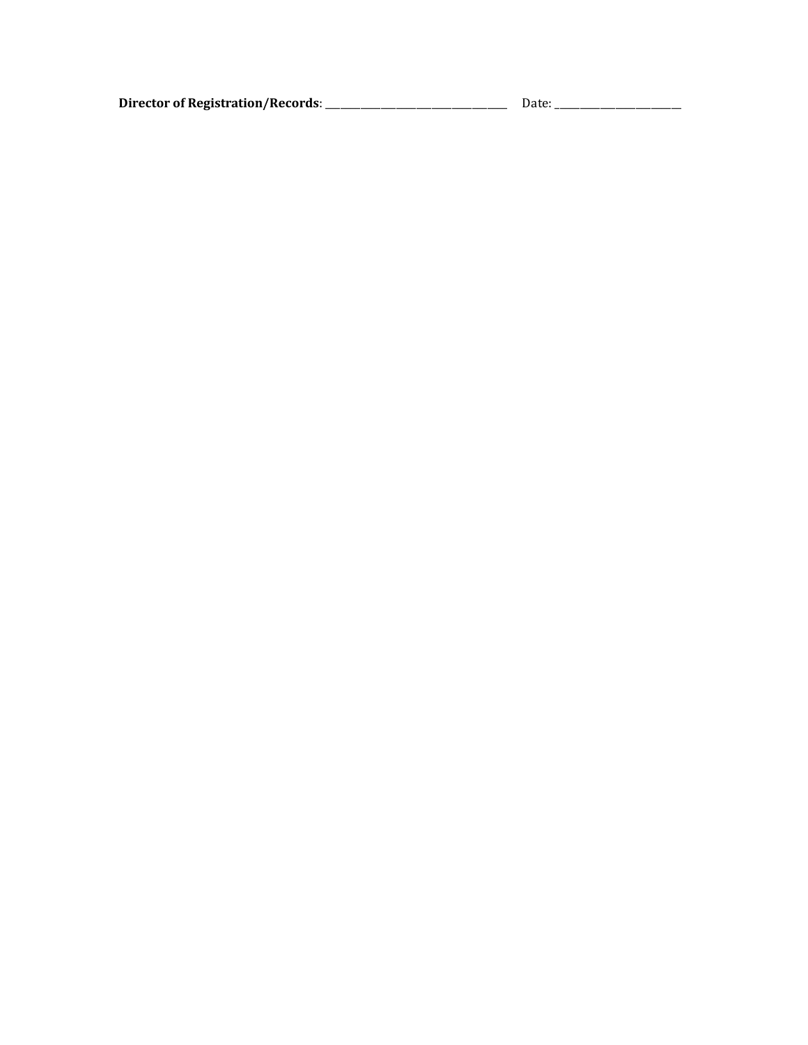**Director of Registration/Records**: ______________________________ Date: ____________________